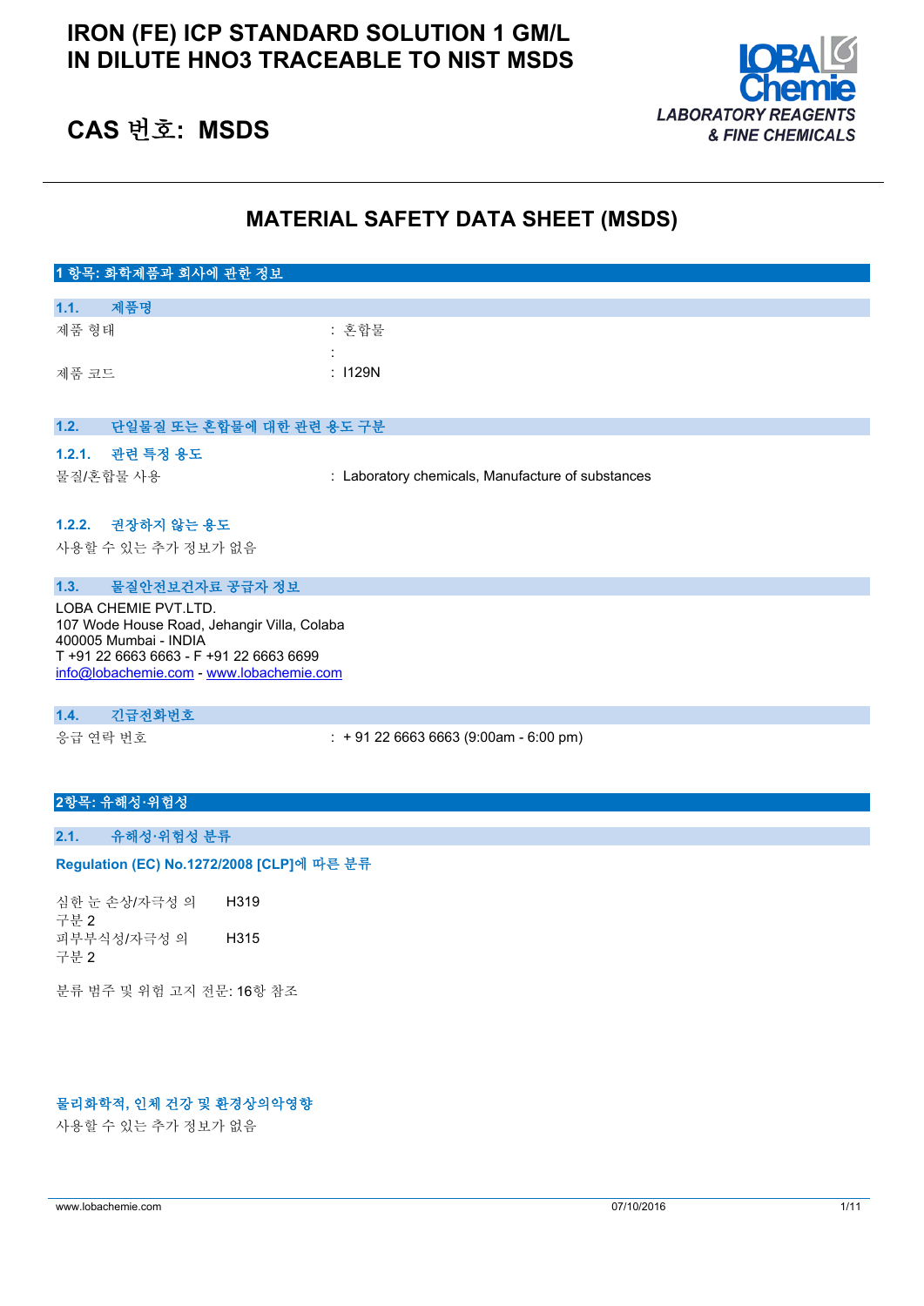# IRON (FE) ICP STANDARD SOLUTION 1 GM/L IN DILUTE HNO3 TRACEABLE TO NIST MSDS

## CAS 번호: MSDS

LOBA Chemie
LABORATORY REAGENTS & FINE CHEMICALS

# MATERIAL SAFETY DATA SHEET (MSDS)

## 1 항목: 화학제품과 회사에 관한 정보

### 1.1. 제품명

| | |
|---|---|
| 제품 형태 | : 혼합물 |
| | : |
| 제품 코드 | : I129N |

### 1.2. 단일물질 또는 혼합물에 대한 관련 용도 구분

#### 1.2.1. 관련 특정 용도

| | |
|---|---|
| 물질/혼합물 사용 | : Laboratory chemicals, Manufacture of substances |

#### 1.2.2. 권장하지 않는 용도

사용할 수 있는 추가 정보가 없음

### 1.3. 물질안전보건자료 공급자 정보

LOBA CHEMIE PVT.LTD.
107 Wode House Road, Jehangir Villa, Colaba
400005 Mumbai - INDIA
T +91 22 6663 6663 - F +91 22 6663 6699
info@lobachemie.com - www.lobachemie.com

### 1.4. 긴급전화번호

| | |
|---|---|
| 응급 연락 번호 | : + 91 22 6663 6663 (9:00am - 6:00 pm) |

## 2항목: 유해성·위험성

### 2.1. 유해성·위험성 분류

**Regulation (EC) No.1272/2008 [CLP]에 따른 분류**

| | |
|---|---|
| 심한 눈 손상/자극성 의 구분 2 | H319 |
| 피부부식성/자극성 의 구분 2 | H315 |

분류 범주 및 위험 고지 전문: 16항 참조

**물리화학적, 인체 건강 및 환경상의악영향**

사용할 수 있는 추가 정보가 없음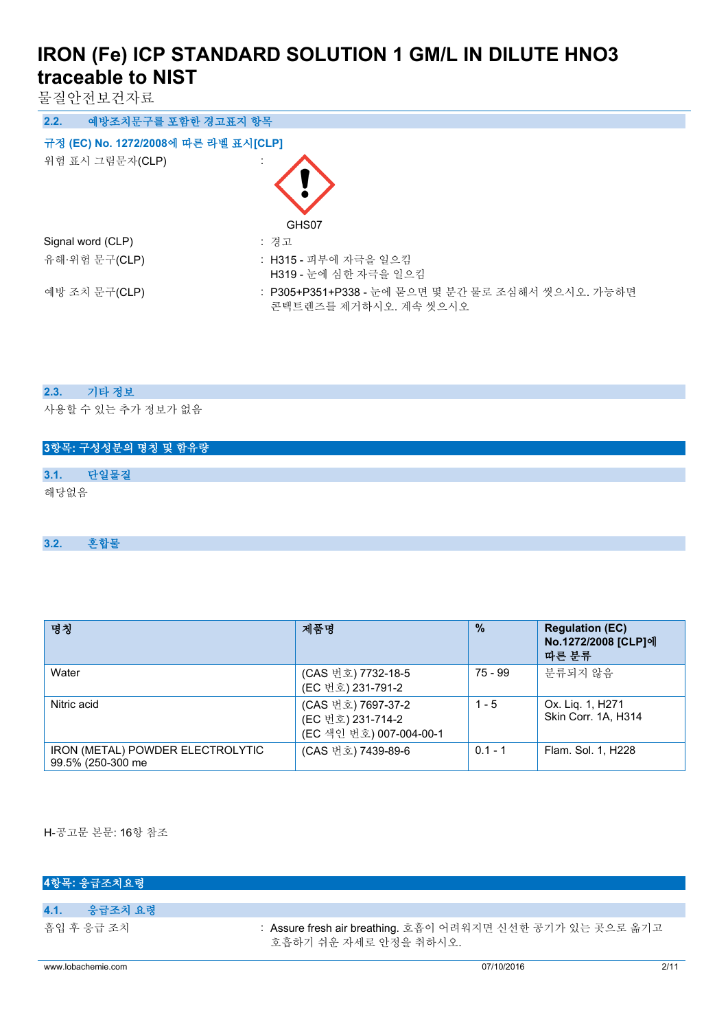### 2.2. 예방조치문구를 포함한 경고표지 항목

**규정 (EC) No. 1272/2008에 따른 라벨 표시[CLP]**

위험 표시 그림문자(CLP) :

GHS07

Signal word (CLP) : 경고

유해·위험 문구(CLP) : H315 - 피부에 자극을 일으킴
H319 - 눈에 심한 자극을 일으킴

예방 조치 문구(CLP) : P305+P351+P338 - 눈에 묻으면 몇 분간 물로 조심해서 씻으시오. 가능하면 콘택트렌즈를 제거하시오. 계속 씻으시오

### 2.3. 기타 정보

사용할 수 있는 추가 정보가 없음

## 3항목: 구성성분의 명칭 및 함유량

### 3.1. 단일물질

해당없음

### 3.2. 혼합물

| 명칭 | 제품명 | % | Regulation (EC) No.1272/2008 [CLP]에 따른 분류 |
|---|---|---|---|
| Water | (CAS 번호) 7732-18-5<br>(EC 번호) 231-791-2 | 75 - 99 | 분류되지 않음 |
| Nitric acid | (CAS 번호) 7697-37-2<br>(EC 번호) 231-714-2<br>(EC 색인 번호) 007-004-00-1 | 1 - 5 | Ox. Liq. 1, H271<br>Skin Corr. 1A, H314 |
| IRON (METAL) POWDER ELECTROLYTIC 99.5% (250-300 me | (CAS 번호) 7439-89-6 | 0.1 - 1 | Flam. Sol. 1, H228 |

H-공고문 본문: 16항 참조

## 4항목: 응급조치요령

### 4.1. 응급조치 요령

흡입 후 응급 조치 : Assure fresh air breathing. 호흡이 어려워지면 신선한 공기가 있는 곳으로 옮기고 호흡하기 쉬운 자세로 안정을 취하시오.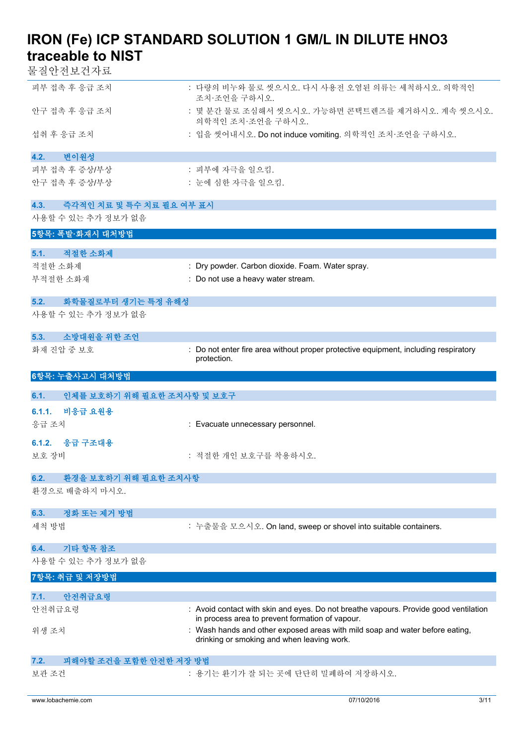피부 접촉 후 응급 조치 : 다량의 비누와 물로 씻으시오. 다시 사용전 오염된 의류는 세척하시오. 의학적인 조치·조언을 구하시오.

안구 접촉 후 응급 조치 : 몇 분간 물로 조심해서 씻으시오. 가능하면 콘택트렌즈를 제거하시오. 계속 씻으시오. 의학적인 조치·조언을 구하시오.

섭취 후 응급 조치 : 입을 씻어내시오. Do not induce vomiting. 의학적인 조치·조언을 구하시오.

### 4.2. 변이원성

피부 접촉 후 증상/부상 : 피부에 자극을 일으킴.

안구 접촉 후 증상/부상 : 눈에 심한 자극을 일으킴.

### 4.3. 즉각적인 치료 및 특수 치료 필요 여부 표시

사용할 수 있는 추가 정보가 없음

## 5항목: 폭발·화재시 대처방법

### 5.1. 적절한 소화제

적절한 소화제 : Dry powder. Carbon dioxide. Foam. Water spray.

부적절한 소화제 : Do not use a heavy water stream.

### 5.2. 화학물질로부터 생기는 특정 유해성

사용할 수 있는 추가 정보가 없음

### 5.3. 소방대원을 위한 조언

화재 진압 중 보호 : Do not enter fire area without proper protective equipment, including respiratory protection.

## 6항목: 누출사고시 대처방법

### 6.1. 인체를 보호하기 위해 필요한 조치사항 및 보호구

#### 6.1.1. 비응급 요원용

응급 조치 : Evacuate unnecessary personnel.

#### 6.1.2. 응급 구조대용

보호 장비 : 적절한 개인 보호구를 착용하시오.

### 6.2. 환경을 보호하기 위해 필요한 조치사항

환경으로 배출하지 마시오.

### 6.3. 정화 또는 제거 방법

세척 방법 : 누출물을 모으시오. On land, sweep or shovel into suitable containers.

### 6.4. 기타 항목 참조

사용할 수 있는 추가 정보가 없음

## 7항목: 취급 및 저장방법

### 7.1. 안전취급요령

안전취급요령 : Avoid contact with skin and eyes. Do not breathe vapours. Provide good ventilation in process area to prevent formation of vapour.

위생 조치 : Wash hands and other exposed areas with mild soap and water before eating, drinking or smoking and when leaving work.

### 7.2. 피해야할 조건을 포함한 안전한 저장 방법

보관 조건 : 용기는 환기가 잘 되는 곳에 단단히 밀폐하여 저장하시오.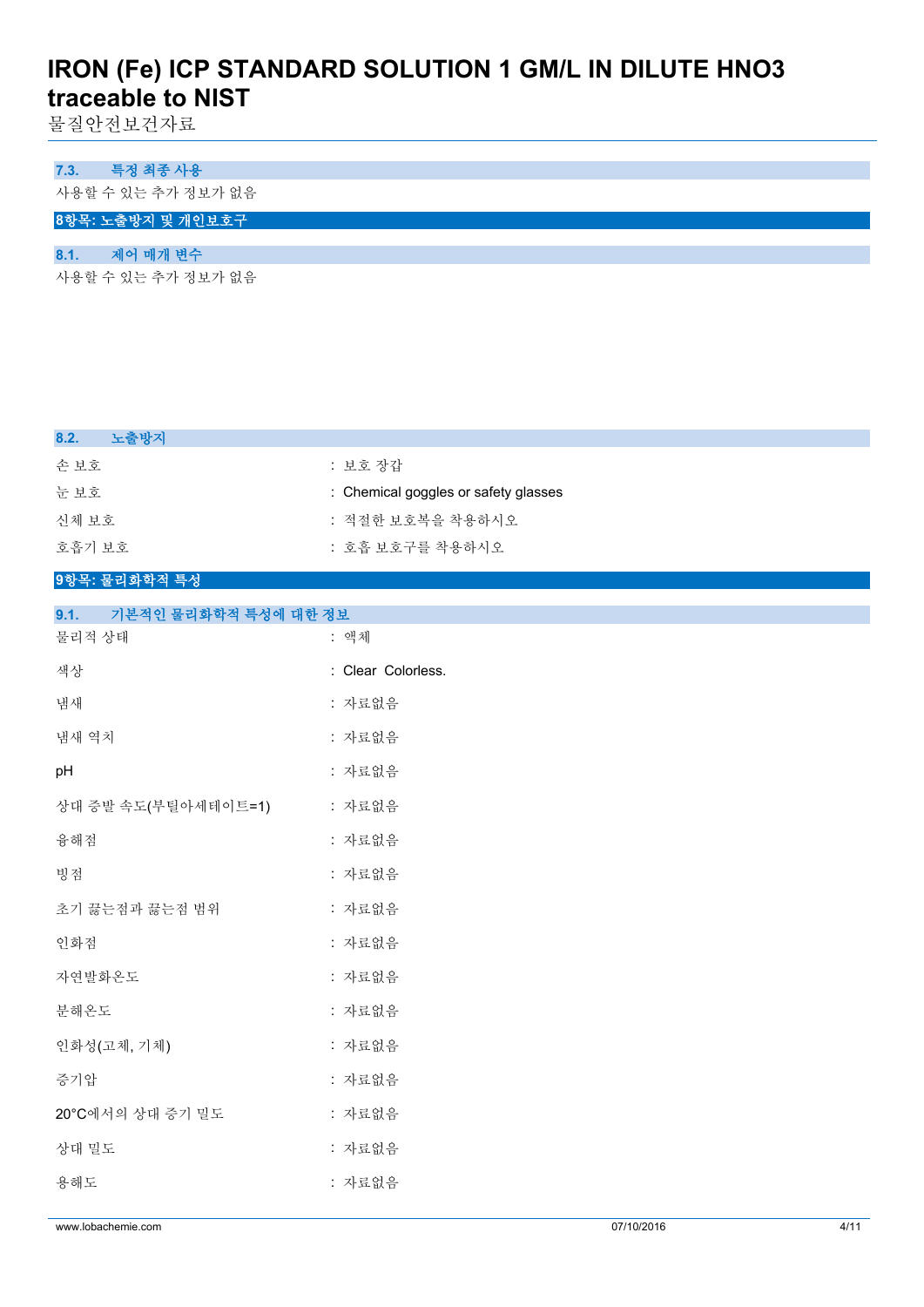### 7.3. 특정 최종 사용

사용할 수 있는 추가 정보가 없음

## 8항목: 노출방지 및 개인보호구

### 8.1. 제어 매개 변수

사용할 수 있는 추가 정보가 없음

### 8.2. 노출방지

| | |
|---|---|
| 손 보호 | : 보호 장갑 |
| 눈 보호 | : Chemical goggles or safety glasses |
| 신체 보호 | : 적절한 보호복을 착용하시오 |
| 호흡기 보호 | : 호흡 보호구를 착용하시오 |

## 9항목: 물리화학적 특성

### 9.1. 기본적인 물리화학적 특성에 대한 정보

| | |
|---|---|
| 물리적 상태 | : 액체 |
| 색상 | : Clear Colorless. |
| 냄새 | : 자료없음 |
| 냄새 역치 | : 자료없음 |
| pH | : 자료없음 |
| 상대 증발 속도(부틸아세테이트=1) | : 자료없음 |
| 융해점 | : 자료없음 |
| 빙점 | : 자료없음 |
| 초기 끓는점과 끓는점 범위 | : 자료없음 |
| 인화점 | : 자료없음 |
| 자연발화온도 | : 자료없음 |
| 분해온도 | : 자료없음 |
| 인화성(고체, 기체) | : 자료없음 |
| 증기압 | : 자료없음 |
| 20°C에서의 상대 증기 밀도 | : 자료없음 |
| 상대 밀도 | : 자료없음 |
| 용해도 | : 자료없음 |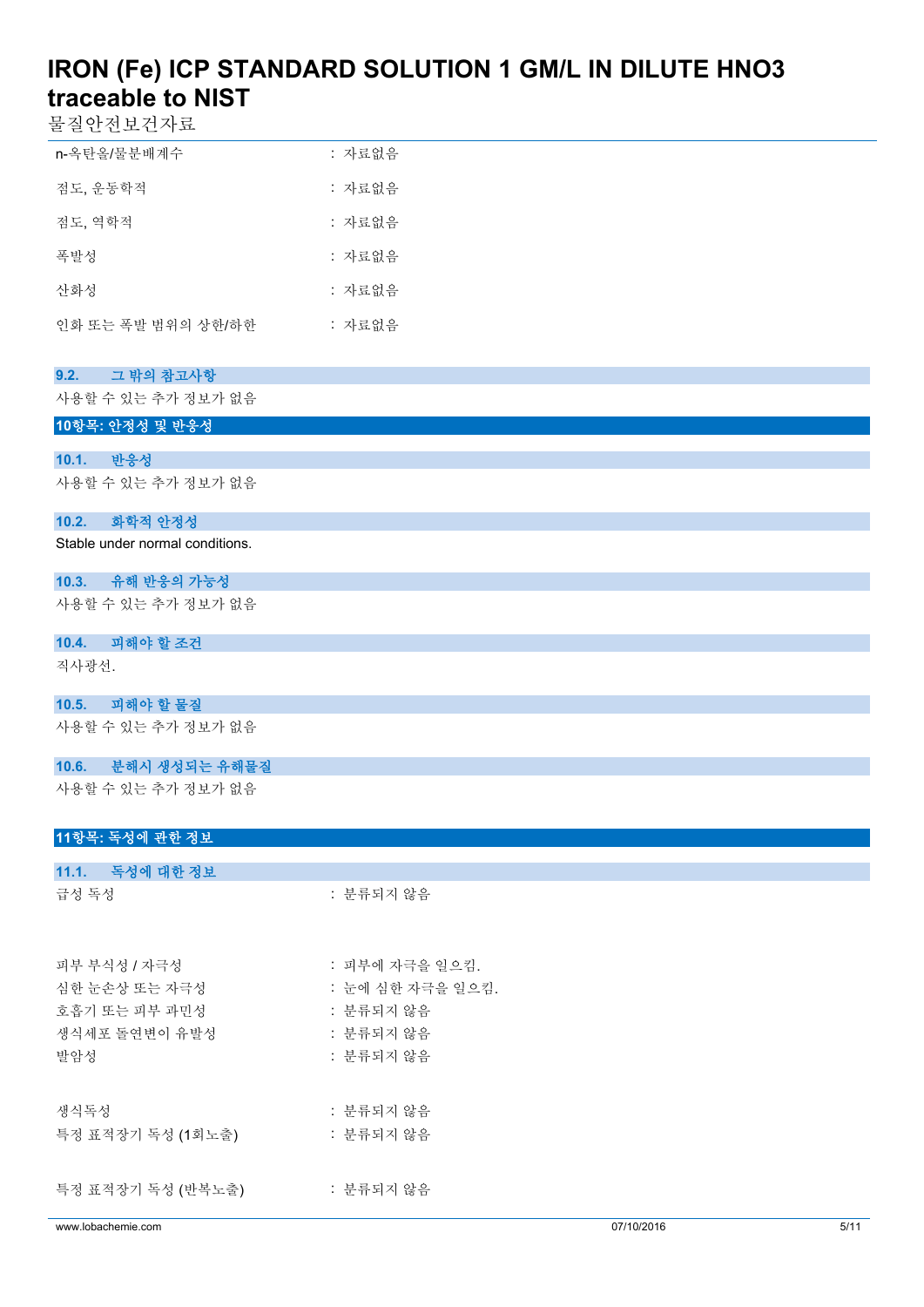| | |
|---|---|
| n-옥탄올/물분배계수 | : 자료없음 |
| 점도, 운동학적 | : 자료없음 |
| 점도, 역학적 | : 자료없음 |
| 폭발성 | : 자료없음 |
| 산화성 | : 자료없음 |
| 인화 또는 폭발 범위의 상한/하한 | : 자료없음 |

### 9.2. 그 밖의 참고사항

사용할 수 있는 추가 정보가 없음

## 10항목: 안정성 및 반응성

### 10.1. 반응성

사용할 수 있는 추가 정보가 없음

### 10.2. 화학적 안정성

Stable under normal conditions.

### 10.3. 유해 반응의 가능성

사용할 수 있는 추가 정보가 없음

### 10.4. 피해야 할 조건

직사광선.

### 10.5. 피해야 할 물질

사용할 수 있는 추가 정보가 없음

### 10.6. 분해시 생성되는 유해물질

사용할 수 있는 추가 정보가 없음

## 11항목: 독성에 관한 정보

### 11.1. 독성에 대한 정보

| | |
|---|---|
| 급성 독성 | : 분류되지 않음 |
| 피부 부식성 / 자극성 | : 피부에 자극을 일으킴. |
| 심한 눈손상 또는 자극성 | : 눈에 심한 자극을 일으킴. |
| 호흡기 또는 피부 과민성 | : 분류되지 않음 |
| 생식세포 돌연변이 유발성 | : 분류되지 않음 |
| 발암성 | : 분류되지 않음 |
| 생식독성 | : 분류되지 않음 |
| 특정 표적장기 독성 (1회노출) | : 분류되지 않음 |
| 특정 표적장기 독성 (반복노출) | : 분류되지 않음 |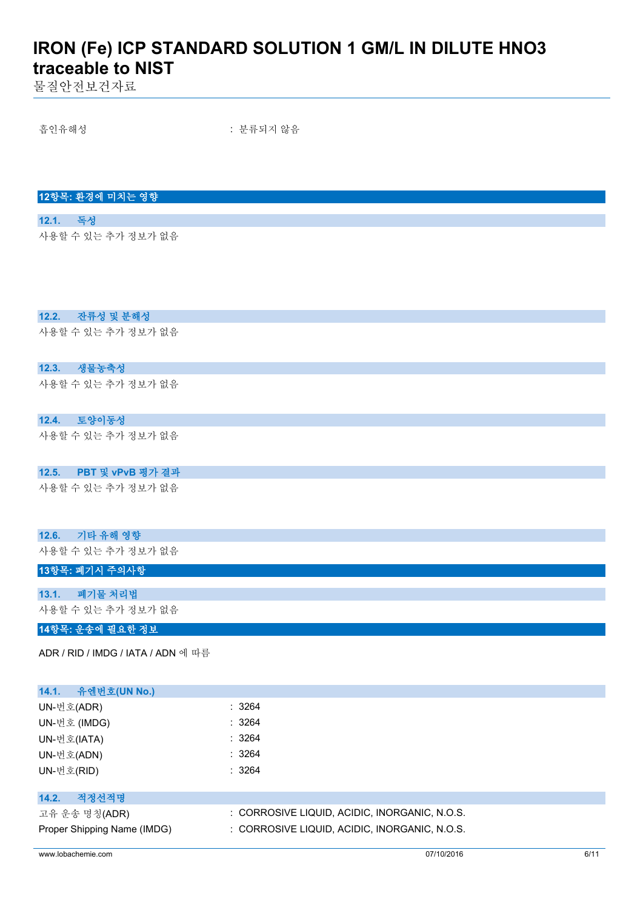흡인유해성 : 분류되지 않음

## 12항목: 환경에 미치는 영향

### 12.1. 독성

사용할 수 있는 추가 정보가 없음

### 12.2. 잔류성 및 분해성

사용할 수 있는 추가 정보가 없음

### 12.3. 생물농축성

사용할 수 있는 추가 정보가 없음

### 12.4. 토양이동성

사용할 수 있는 추가 정보가 없음

### 12.5. PBT 및 vPvB 평가 결과

사용할 수 있는 추가 정보가 없음

### 12.6. 기타 유해 영향

사용할 수 있는 추가 정보가 없음

## 13항목: 폐기시 주의사항

### 13.1. 폐기물 처리법

사용할 수 있는 추가 정보가 없음

## 14항목: 운송에 필요한 정보

ADR / RID / IMDG / IATA / ADN 에 따름

### 14.1. 유엔번호(UN No.)

UN-번호(ADR) : 3264

UN-번호 (IMDG) : 3264

UN-번호(IATA) : 3264

UN-번호(ADN) : 3264

UN-번호(RID) : 3264

### 14.2. 적정선적명

고유 운송 명칭(ADR) : CORROSIVE LIQUID, ACIDIC, INORGANIC, N.O.S.

Proper Shipping Name (IMDG) : CORROSIVE LIQUID, ACIDIC, INORGANIC, N.O.S.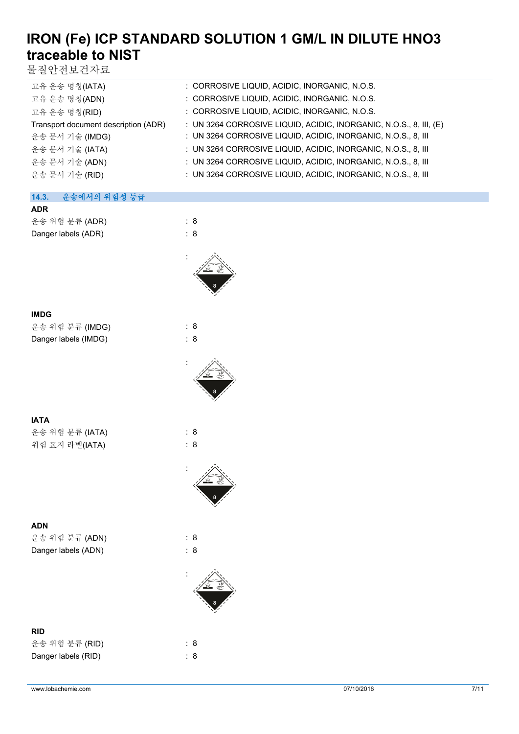| | |
|---|---|
| 고유 운송 명칭(IATA) | : CORROSIVE LIQUID, ACIDIC, INORGANIC, N.O.S. |
| 고유 운송 명칭(ADN) | : CORROSIVE LIQUID, ACIDIC, INORGANIC, N.O.S. |
| 고유 운송 명칭(RID) | : CORROSIVE LIQUID, ACIDIC, INORGANIC, N.O.S. |
| Transport document description (ADR) | : UN 3264 CORROSIVE LIQUID, ACIDIC, INORGANIC, N.O.S., 8, III, (E) |
| 운송 문서 기술 (IMDG) | : UN 3264 CORROSIVE LIQUID, ACIDIC, INORGANIC, N.O.S., 8, III |
| 운송 문서 기술 (IATA) | : UN 3264 CORROSIVE LIQUID, ACIDIC, INORGANIC, N.O.S., 8, III |
| 운송 문서 기술 (ADN) | : UN 3264 CORROSIVE LIQUID, ACIDIC, INORGANIC, N.O.S., 8, III |
| 운송 문서 기술 (RID) | : UN 3264 CORROSIVE LIQUID, ACIDIC, INORGANIC, N.O.S., 8, III |

## 14.3. 운송에서의 위험성 등급

**ADR**

| | |
|---|---|
| 운송 위험 분류 (ADR) | : 8 |
| Danger labels (ADR) | : 8 |
| | : |

**IMDG**

| | |
|---|---|
| 운송 위험 분류 (IMDG) | : 8 |
| Danger labels (IMDG) | : 8 |
| | : |

**IATA**

| | |
|---|---|
| 운송 위험 분류 (IATA) | : 8 |
| 위험 표지 라벨(IATA) | : 8 |
| | : |

**ADN**

| | |
|---|---|
| 운송 위험 분류 (ADN) | : 8 |
| Danger labels (ADN) | : 8 |
| | : |

**RID**

| | |
|---|---|
| 운송 위험 분류 (RID) | : 8 |
| Danger labels (RID) | : 8 |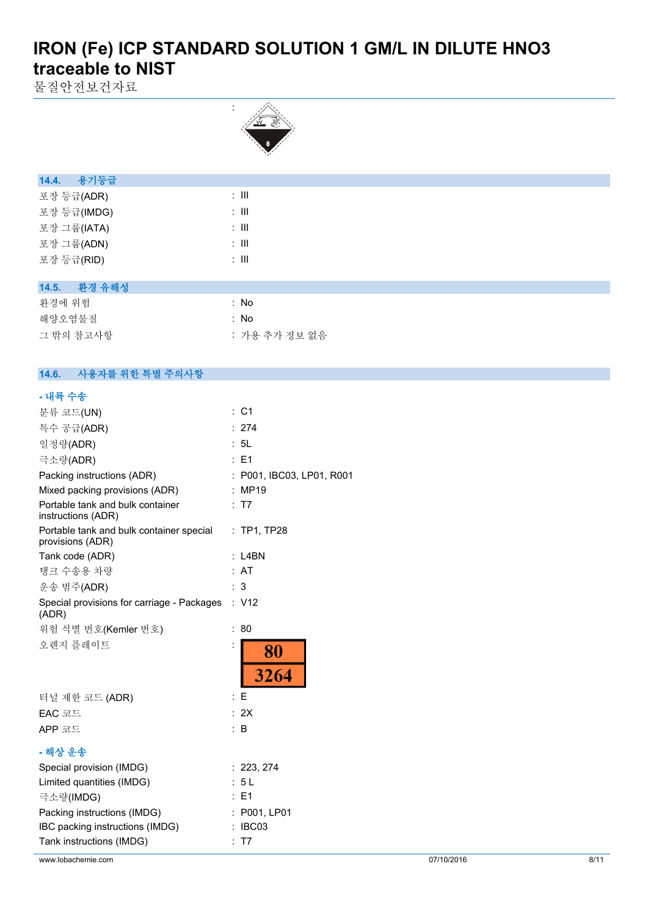:

### 14.4. 용기등급

| | |
|---|---|
| 포장 등급(ADR) | : III |
| 포장 등급(IMDG) | : III |
| 포장 그룹(IATA) | : III |
| 포장 그룹(ADN) | : III |
| 포장 등급(RID) | : III |

### 14.5. 환경 유해성

| | |
|---|---|
| 환경에 위험 | : No |
| 해양오염물질 | : No |
| 그 밖의 참고사항 | : 가용 추가 정보 없음 |

### 14.6. 사용자를 위한 특별 주의사항

**- 내륙 수송**

| | |
|---|---|
| 분류 코드(UN) | : C1 |
| 특수 공급(ADR) | : 274 |
| 일정량(ADR) | : 5L |
| 극소량(ADR) | : E1 |
| Packing instructions (ADR) | : P001, IBC03, LP01, R001 |
| Mixed packing provisions (ADR) | : MP19 |
| Portable tank and bulk container instructions (ADR) | : T7 |
| Portable tank and bulk container special provisions (ADR) | : TP1, TP28 |
| Tank code (ADR) | : L4BN |
| 탱크 수송용 차량 | : AT |
| 운송 범주(ADR) | : 3 |
| Special provisions for carriage - Packages (ADR) | : V12 |
| 위험 식별 번호(Kemler 번호) | : 80 |
| 오렌지 플레이트 | : 80 / 3264 |
| 터널 제한 코드 (ADR) | : E |
| EAC 코드 | : 2X |
| APP 코드 | : B |

**- 해상 운송**

| | |
|---|---|
| Special provision (IMDG) | : 223, 274 |
| Limited quantities (IMDG) | : 5 L |
| 극소량(IMDG) | : E1 |
| Packing instructions (IMDG) | : P001, LP01 |
| IBC packing instructions (IMDG) | : IBC03 |
| Tank instructions (IMDG) | : T7 |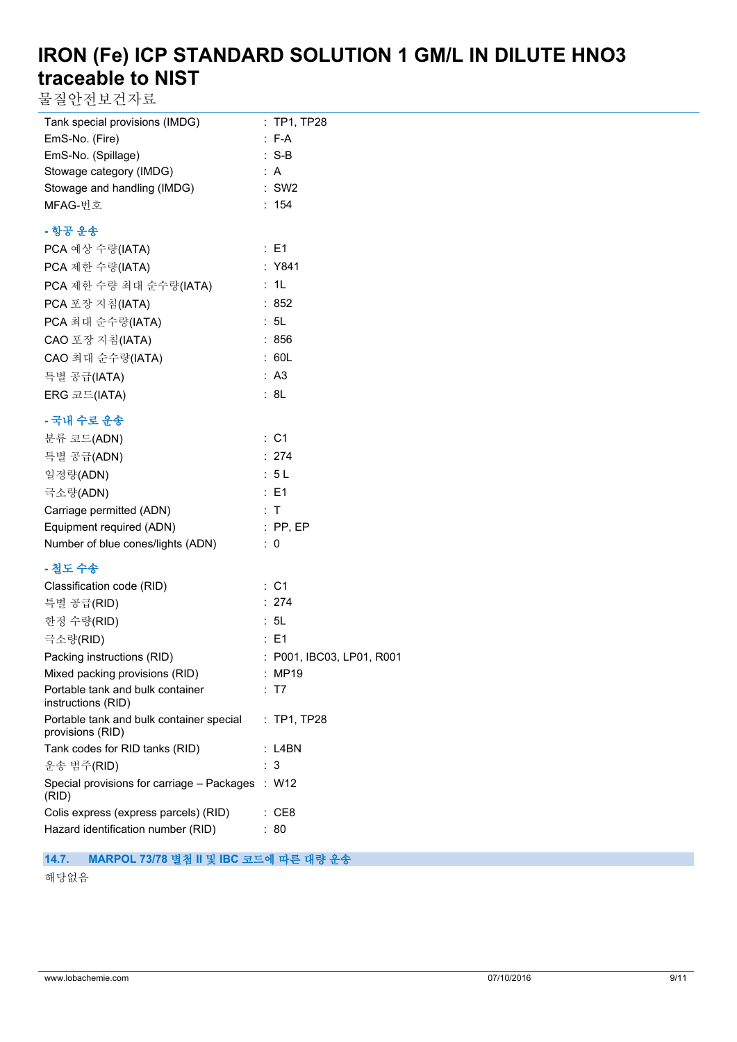| | |
|---|---|
| Tank special provisions (IMDG) | : TP1, TP28 |
| EmS-No. (Fire) | : F-A |
| EmS-No. (Spillage) | : S-B |
| Stowage category (IMDG) | : A |
| Stowage and handling (IMDG) | : SW2 |
| MFAG-번호 | : 154 |

**- 항공 운송**

| | |
|---|---|
| PCA 예상 수량(IATA) | : E1 |
| PCA 제한 수량(IATA) | : Y841 |
| PCA 제한 수량 최대 순수량(IATA) | : 1L |
| PCA 포장 지침(IATA) | : 852 |
| PCA 최대 순수량(IATA) | : 5L |
| CAO 포장 지침(IATA) | : 856 |
| CAO 최대 순수량(IATA) | : 60L |
| 특별 공급(IATA) | : A3 |
| ERG 코드(IATA) | : 8L |

**- 국내 수로 운송**

| | |
|---|---|
| 분류 코드(ADN) | : C1 |
| 특별 공급(ADN) | : 274 |
| 일정량(ADN) | : 5 L |
| 극소량(ADN) | : E1 |
| Carriage permitted (ADN) | : T |
| Equipment required (ADN) | : PP, EP |
| Number of blue cones/lights (ADN) | : 0 |

**- 철도 수송**

| | |
|---|---|
| Classification code (RID) | : C1 |
| 특별 공급(RID) | : 274 |
| 한정 수량(RID) | : 5L |
| 극소량(RID) | : E1 |
| Packing instructions (RID) | : P001, IBC03, LP01, R001 |
| Mixed packing provisions (RID) | : MP19 |
| Portable tank and bulk container instructions (RID) | : T7 |
| Portable tank and bulk container special provisions (RID) | : TP1, TP28 |
| Tank codes for RID tanks (RID) | : L4BN |
| 운송 범주(RID) | : 3 |
| Special provisions for carriage – Packages (RID) | : W12 |
| Colis express (express parcels) (RID) | : CE8 |
| Hazard identification number (RID) | : 80 |

## 14.7. MARPOL 73/78 별첨 II 및 IBC 코드에 따른 대량 운송

해당없음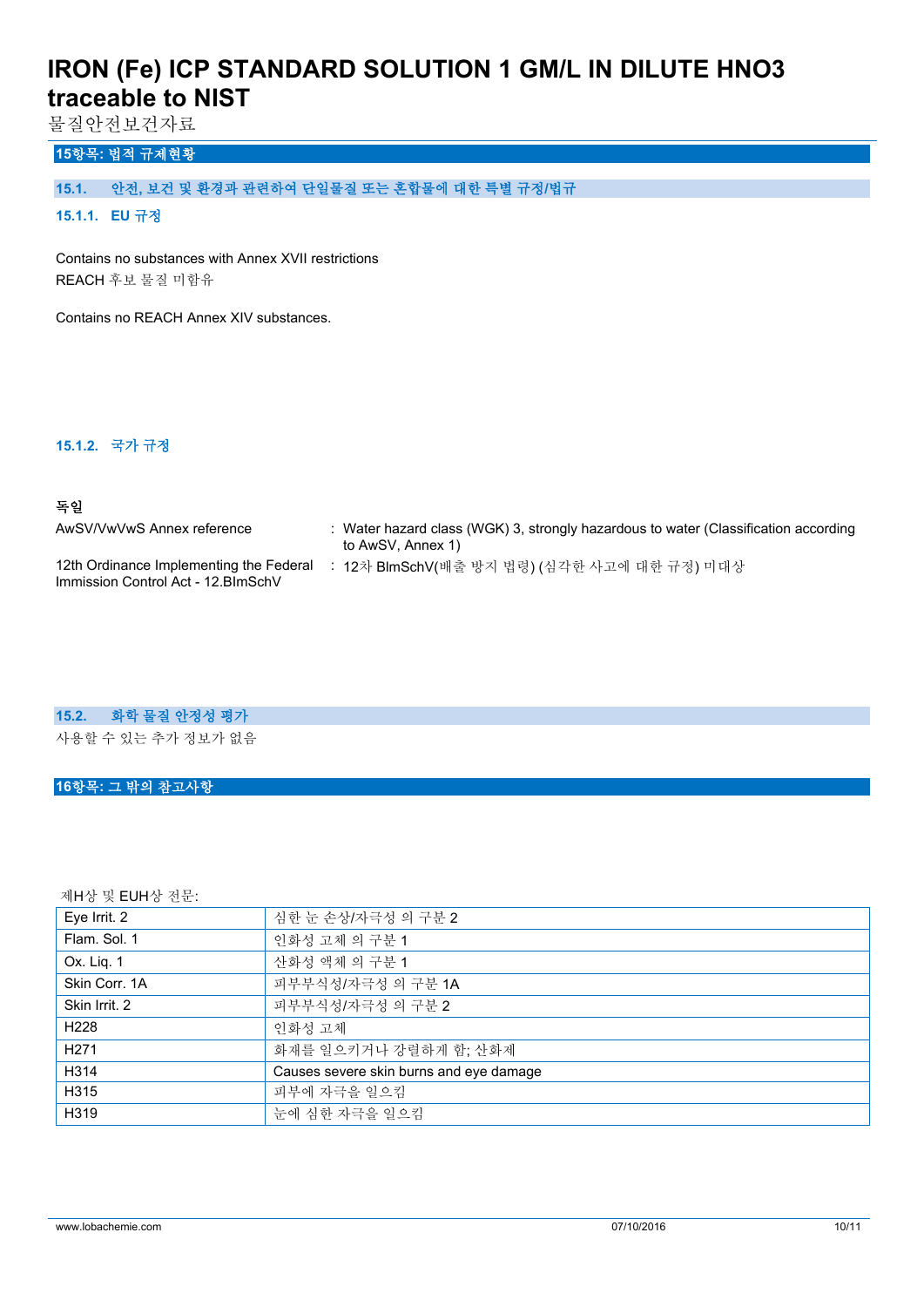## 15항목: 법적 규제현황

### 15.1. 안전, 보건 및 환경과 관련하여 단일물질 또는 혼합물에 대한 특별 규정/법규

#### 15.1.1. EU 규정

Contains no substances with Annex XVII restrictions
REACH 후보 물질 미함유

Contains no REACH Annex XIV substances.

#### 15.1.2. 국가 규정

**독일**

| | |
|---|---|
| AwSV/VwVwS Annex reference | : Water hazard class (WGK) 3, strongly hazardous to water (Classification according to AwSV, Annex 1) |
| 12th Ordinance Implementing the Federal Immission Control Act - 12.BImSchV | : 12차 BImSchV(배출 방지 법령) (심각한 사고에 대한 규정) 미대상 |

### 15.2. 화학 물질 안정성 평가

사용할 수 있는 추가 정보가 없음

## 16항목: 그 밖의 참고사항

제H상 및 EUH상 전문:

| | |
|---|---|
| Eye Irrit. 2 | 심한 눈 손상/자극성 의 구분 2 |
| Flam. Sol. 1 | 인화성 고체 의 구분 1 |
| Ox. Liq. 1 | 산화성 액체 의 구분 1 |
| Skin Corr. 1A | 피부부식성/자극성 의 구분 1A |
| Skin Irrit. 2 | 피부부식성/자극성 의 구분 2 |
| H228 | 인화성 고체 |
| H271 | 화재를 일으키거나 강렬하게 함; 산화제 |
| H314 | Causes severe skin burns and eye damage |
| H315 | 피부에 자극을 일으킴 |
| H319 | 눈에 심한 자극을 일으킴 |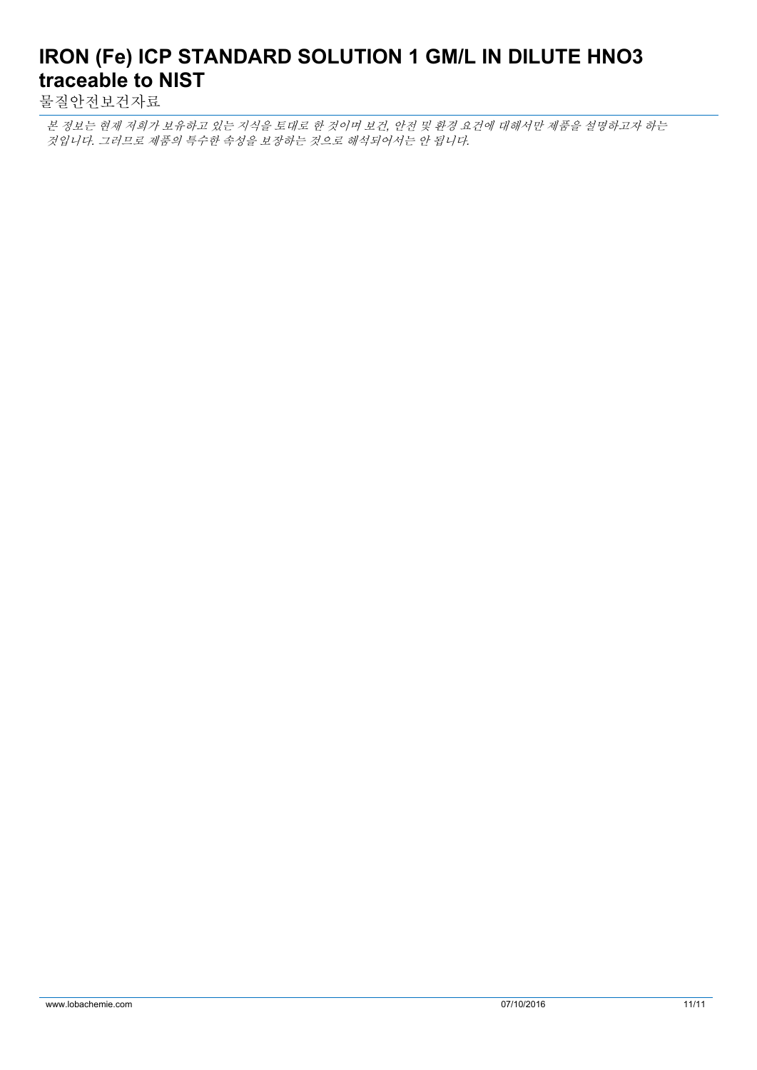*본 정보는 현재 저희가 보유하고 있는 지식을 토대로 한 것이며 보건, 안전 및 환경 요건에 대해서만 제품을 설명하고자 하는 것입니다. 그러므로 제품의 특수한 속성을 보장하는 것으로 해석되어서는 안 됩니다.*